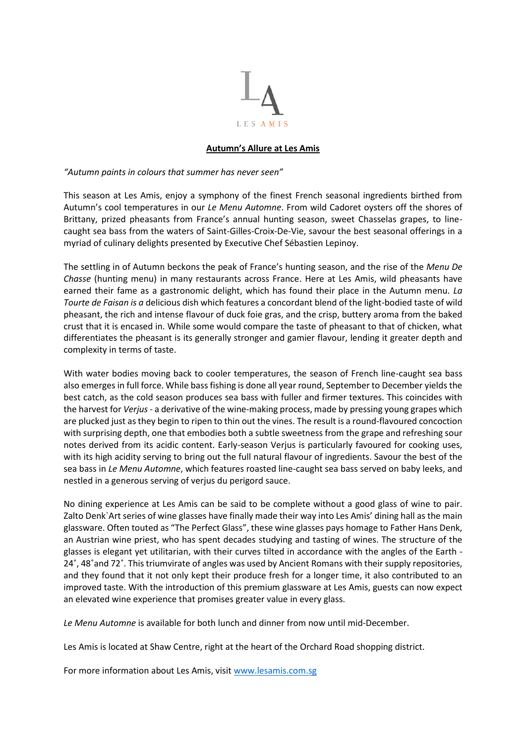LES AMIS

**Autumn's Allure at Les Amis**

*"Autumn paints in colours that summer has never seen"*

This season at Les Amis, enjoy a symphony of the finest French seasonal ingredients birthed from Autumn's cool temperatures in our *Le Menu Automne*. From wild Cadoret oysters off the shores of Brittany, prized pheasants from France's annual hunting season, sweet Chasselas grapes, to line-caught sea bass from the waters of Saint-Gilles-Croix-De-Vie, savour the best seasonal offerings in a myriad of culinary delights presented by Executive Chef Sébastien Lepinoy.

The settling in of Autumn beckons the peak of France's hunting season, and the rise of the *Menu De Chasse* (hunting menu) in many restaurants across France. Here at Les Amis, wild pheasants have earned their fame as a gastronomic delight, which has found their place in the Autumn menu. *La Tourte de Faisan is a* delicious dish which features a concordant blend of the light-bodied taste of wild pheasant, the rich and intense flavour of duck foie gras, and the crisp, buttery aroma from the baked crust that it is encased in. While some would compare the taste of pheasant to that of chicken, what differentiates the pheasant is its generally stronger and gamier flavour, lending it greater depth and complexity in terms of taste.

With water bodies moving back to cooler temperatures, the season of French line-caught sea bass also emerges in full force. While bass fishing is done all year round, September to December yields the best catch, as the cold season produces sea bass with fuller and firmer textures. This coincides with the harvest for *Verjus* - a derivative of the wine-making process, made by pressing young grapes which are plucked just as they begin to ripen to thin out the vines. The result is a round-flavoured concoction with surprising depth, one that embodies both a subtle sweetness from the grape and refreshing sour notes derived from its acidic content. Early-season Verjus is particularly favoured for cooking uses, with its high acidity serving to bring out the full natural flavour of ingredients. Savour the best of the sea bass in *Le Menu Automne*, which features roasted line-caught sea bass served on baby leeks, and nestled in a generous serving of verjus du perigord sauce.

No dining experience at Les Amis can be said to be complete without a good glass of wine to pair. Zalto Denk`Art series of wine glasses have finally made their way into Les Amis' dining hall as the main glassware. Often touted as "The Perfect Glass", these wine glasses pays homage to Father Hans Denk, an Austrian wine priest, who has spent decades studying and tasting of wines. The structure of the glasses is elegant yet utilitarian, with their curves tilted in accordance with the angles of the Earth - 24˚, 48˚and 72˚. This triumvirate of angles was used by Ancient Romans with their supply repositories, and they found that it not only kept their produce fresh for a longer time, it also contributed to an improved taste. With the introduction of this premium glassware at Les Amis, guests can now expect an elevated wine experience that promises greater value in every glass.

*Le Menu Automne* is available for both lunch and dinner from now until mid-December.

Les Amis is located at Shaw Centre, right at the heart of the Orchard Road shopping district.

For more information about Les Amis, visit [www.lesamis.com.sg](http://www.lesamis.com.sg)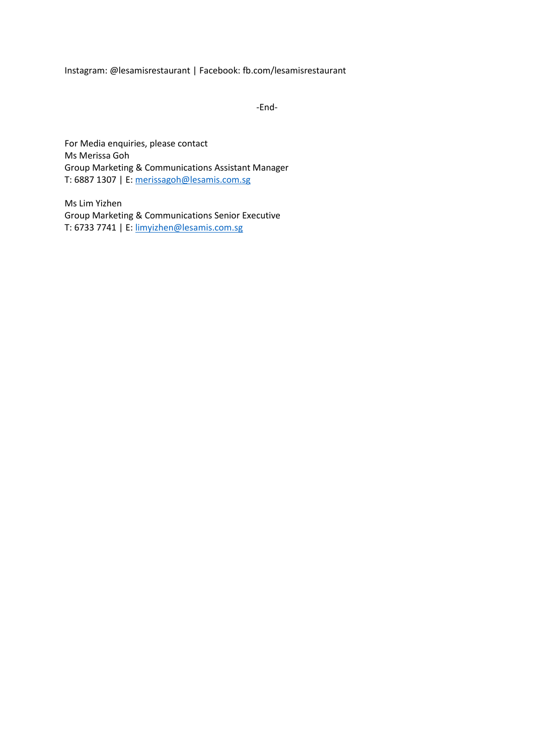Instagram: @lesamisrestaurant | Facebook: fb.com/lesamisrestaurant

-End-

For Media enquiries, please contact
Ms Merissa Goh
Group Marketing & Communications Assistant Manager
T: 6887 1307 | E: merissagoh@lesamis.com.sg

Ms Lim Yizhen
Group Marketing & Communications Senior Executive
T: 6733 7741 | E: limyizhen@lesamis.com.sg